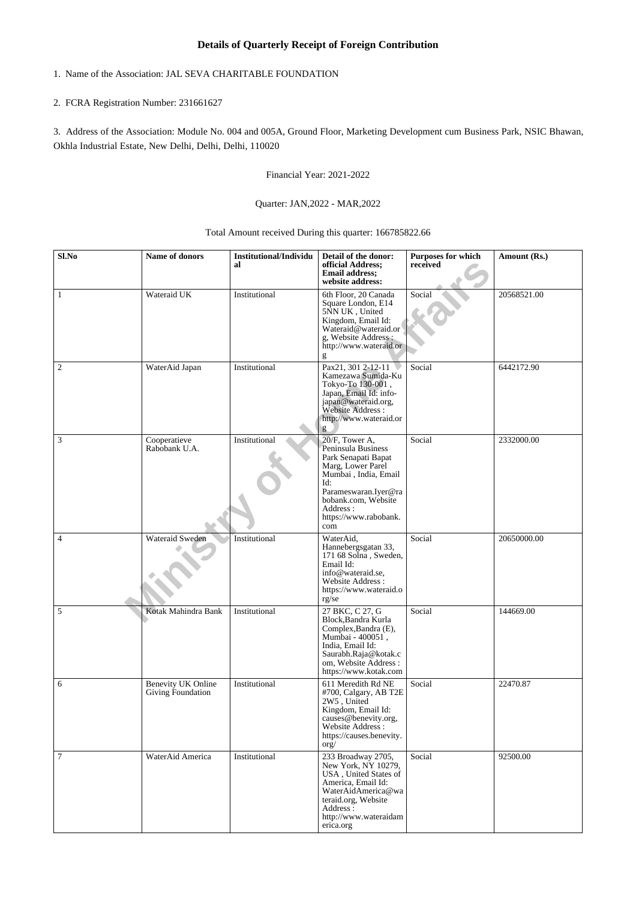## Details of Quarterly Receipt of Foreign Contribution

1. Name of the Association: JAL SEVA CHARITABLE FOUNDATION

2. FCRA Registration Number: 231661627

3. Address of the Association: Module No. 004 and 005A, Ground Floor, Marketing Development cum Business Park, NSIC Bhawan, Okhla Industrial Estate, New Delhi, Delhi, Delhi, 110020

Financial Year: 2021-2022

Quarter: JAN,2022 - MAR,2022

Total Amount received During this quarter: 166785822.66

| Sl.No | Name of donors | Institutional/Individual | Detail of the donor: official Address; Email address; website address: | Purposes for which received | Amount (Rs.) |
|---|---|---|---|---|---|
| 1 | Wateraid UK | Institutional | 6th Floor, 20 Canada Square London, E14 5NN UK , United Kingdom, Email Id: Wateraid@wateraid.org, Website Address : http://www.wateraid.org | Social | 20568521.00 |
| 2 | WaterAid Japan | Institutional | Pax21, 301 2-12-11 Kamezawa Sumida-Ku Tokyo-To 130-001 , Japan, Email Id: info-japan@wateraid.org, Website Address : http://www.wateraid.org | Social | 6442172.90 |
| 3 | Cooperatieve Rabobank U.A. | Institutional | 20/F, Tower A, Peninsula Business Park Senapati Bapat Marg, Lower Parel Mumbai , India, Email Id: Parameswaran.Iyer@rabobank.com, Website Address : https://www.rabobank.com | Social | 2332000.00 |
| 4 | Wateraid Sweden | Institutional | WaterAid, Hannebergsgatan 33, 171 68 Solna , Sweden, Email Id: info@wateraid.se, Website Address : https://www.wateraid.org/se | Social | 20650000.00 |
| 5 | Kotak Mahindra Bank | Institutional | 27 BKC, C 27, G Block,Bandra Kurla Complex,Bandra (E), Mumbai - 400051 , India, Email Id: Saurabh.Raja@kotak.com, Website Address : https://www.kotak.com | Social | 144669.00 |
| 6 | Benevity UK Online Giving Foundation | Institutional | 611 Meredith Rd NE #700, Calgary, AB T2E 2W5 , United Kingdom, Email Id: causes@benevity.org, Website Address : https://causes.benevity.org/ | Social | 22470.87 |
| 7 | WaterAid America | Institutional | 233 Broadway 2705, New York, NY 10279, USA , United States of America, Email Id: WaterAidAmerica@wateraid.org, Website Address : http://www.wateraidamerica.org | Social | 92500.00 |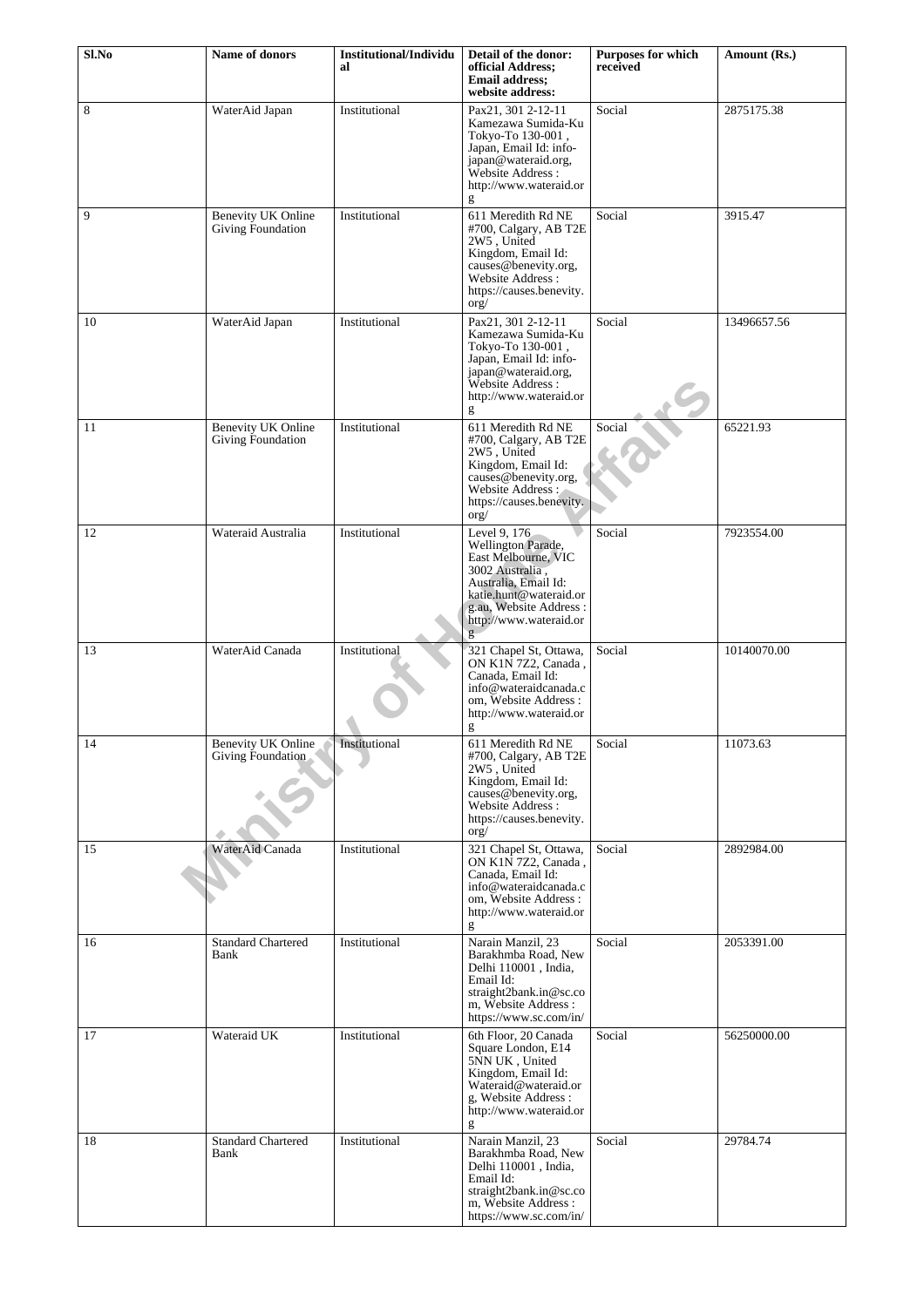| Sl.No | Name of donors | Institutional/Individual | Detail of the donor: official Address; Email address; website address: | Purposes for which received | Amount (Rs.) |
|---|---|---|---|---|---|
| 8 | WaterAid Japan | Institutional | Pax21, 301 2-12-11 Kamezawa Sumida-Ku Tokyo-To 130-001 , Japan, Email Id: info-japan@wateraid.org, Website Address : http://www.wateraid.org | Social | 2875175.38 |
| 9 | Benevity UK Online Giving Foundation | Institutional | 611 Meredith Rd NE #700, Calgary, AB T2E 2W5 , United Kingdom, Email Id: causes@benevity.org, Website Address : https://causes.benevity.org/ | Social | 3915.47 |
| 10 | WaterAid Japan | Institutional | Pax21, 301 2-12-11 Kamezawa Sumida-Ku Tokyo-To 130-001 , Japan, Email Id: info-japan@wateraid.org, Website Address : http://www.wateraid.org | Social | 13496657.56 |
| 11 | Benevity UK Online Giving Foundation | Institutional | 611 Meredith Rd NE #700, Calgary, AB T2E 2W5 , United Kingdom, Email Id: causes@benevity.org, Website Address : https://causes.benevity.org/ | Social | 65221.93 |
| 12 | Wateraid Australia | Institutional | Level 9, 176 Wellington Parade, East Melbourne, VIC 3002 Australia , Australia, Email Id: katie.hunt@wateraid.org.au, Website Address : http://www.wateraid.org | Social | 7923554.00 |
| 13 | WaterAid Canada | Institutional | 321 Chapel St, Ottawa, ON K1N 7Z2, Canada , Canada, Email Id: info@wateraidcanada.com, Website Address : http://www.wateraid.org | Social | 10140070.00 |
| 14 | Benevity UK Online Giving Foundation | Institutional | 611 Meredith Rd NE #700, Calgary, AB T2E 2W5 , United Kingdom, Email Id: causes@benevity.org, Website Address : https://causes.benevity.org/ | Social | 11073.63 |
| 15 | WaterAid Canada | Institutional | 321 Chapel St, Ottawa, ON K1N 7Z2, Canada , Canada, Email Id: info@wateraidcanada.com, Website Address : http://www.wateraid.org | Social | 2892984.00 |
| 16 | Standard Chartered Bank | Institutional | Narain Manzil, 23 Barakhmba Road, New Delhi 110001 , India, Email Id: straight2bank.in@sc.com, Website Address : https://www.sc.com/in/ | Social | 2053391.00 |
| 17 | Wateraid UK | Institutional | 6th Floor, 20 Canada Square London, E14 5NN UK , United Kingdom, Email Id: Wateraid@wateraid.org, Website Address : http://www.wateraid.org | Social | 56250000.00 |
| 18 | Standard Chartered Bank | Institutional | Narain Manzil, 23 Barakhmba Road, New Delhi 110001 , India, Email Id: straight2bank.in@sc.com, Website Address : https://www.sc.com/in/ | Social | 29784.74 |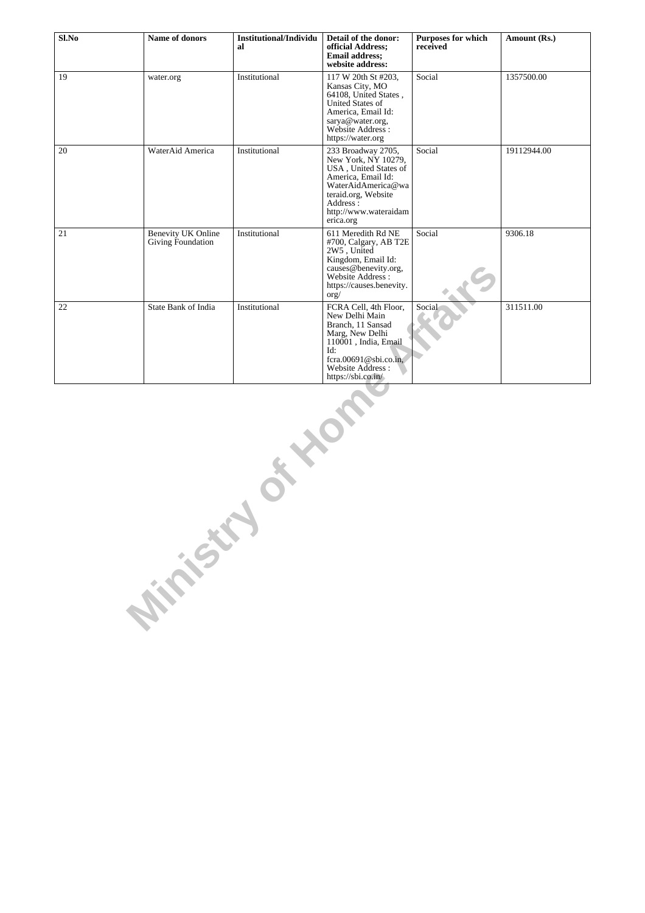| Sl.No | Name of donors | Institutional/Individual | Detail of the donor: official Address; Email address; website address: | Purposes for which received | Amount (Rs.) |
|---|---|---|---|---|---|
| 19 | water.org | Institutional | 117 W 20th St #203, Kansas City, MO 64108, United States , United States of America, Email Id: sarya@water.org, Website Address : https://water.org | Social | 1357500.00 |
| 20 | WaterAid America | Institutional | 233 Broadway 2705, New York, NY 10279, USA , United States of America, Email Id: WaterAidAmerica@wateraid.org, Website Address : http://www.wateraidamerica.org | Social | 19112944.00 |
| 21 | Benevity UK Online Giving Foundation | Institutional | 611 Meredith Rd NE #700, Calgary, AB T2E 2W5 , United Kingdom, Email Id: causes@benevity.org, Website Address : https://causes.benevity.org/ | Social | 9306.18 |
| 22 | State Bank of India | Institutional | FCRA Cell, 4th Floor, New Delhi Main Branch, 11 Sansad Marg, New Delhi 110001 , India, Email Id: fcra.00691@sbi.co.in, Website Address : https://sbi.co.in/ | Social | 311511.00 |